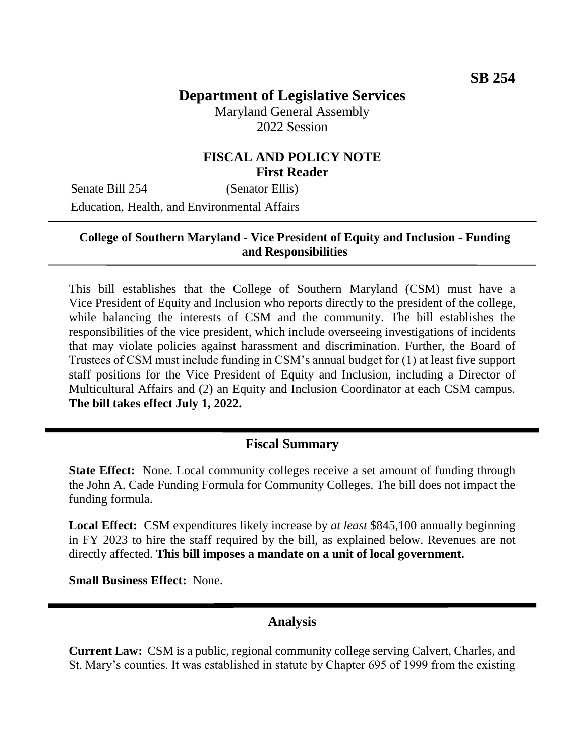**SB 254**

# Department of Legislative Services

Maryland General Assembly
2022 Session

## FISCAL AND POLICY NOTE
**First Reader**

Senate Bill 254 (Senator Ellis)

Education, Health, and Environmental Affairs

---

**College of Southern Maryland - Vice President of Equity and Inclusion - Funding and Responsibilities**

---

This bill establishes that the College of Southern Maryland (CSM) must have a Vice President of Equity and Inclusion who reports directly to the president of the college, while balancing the interests of CSM and the community. The bill establishes the responsibilities of the vice president, which include overseeing investigations of incidents that may violate policies against harassment and discrimination. Further, the Board of Trustees of CSM must include funding in CSM's annual budget for (1) at least five support staff positions for the Vice President of Equity and Inclusion, including a Director of Multicultural Affairs and (2) an Equity and Inclusion Coordinator at each CSM campus. **The bill takes effect July 1, 2022.**

---

## Fiscal Summary

**State Effect:** None. Local community colleges receive a set amount of funding through the John A. Cade Funding Formula for Community Colleges. The bill does not impact the funding formula.

**Local Effect:** CSM expenditures likely increase by *at least* $845,100 annually beginning in FY 2023 to hire the staff required by the bill, as explained below. Revenues are not directly affected. **This bill imposes a mandate on a unit of local government.**

**Small Business Effect:** None.

---

## Analysis

**Current Law:** CSM is a public, regional community college serving Calvert, Charles, and St. Mary's counties. It was established in statute by Chapter 695 of 1999 from the existing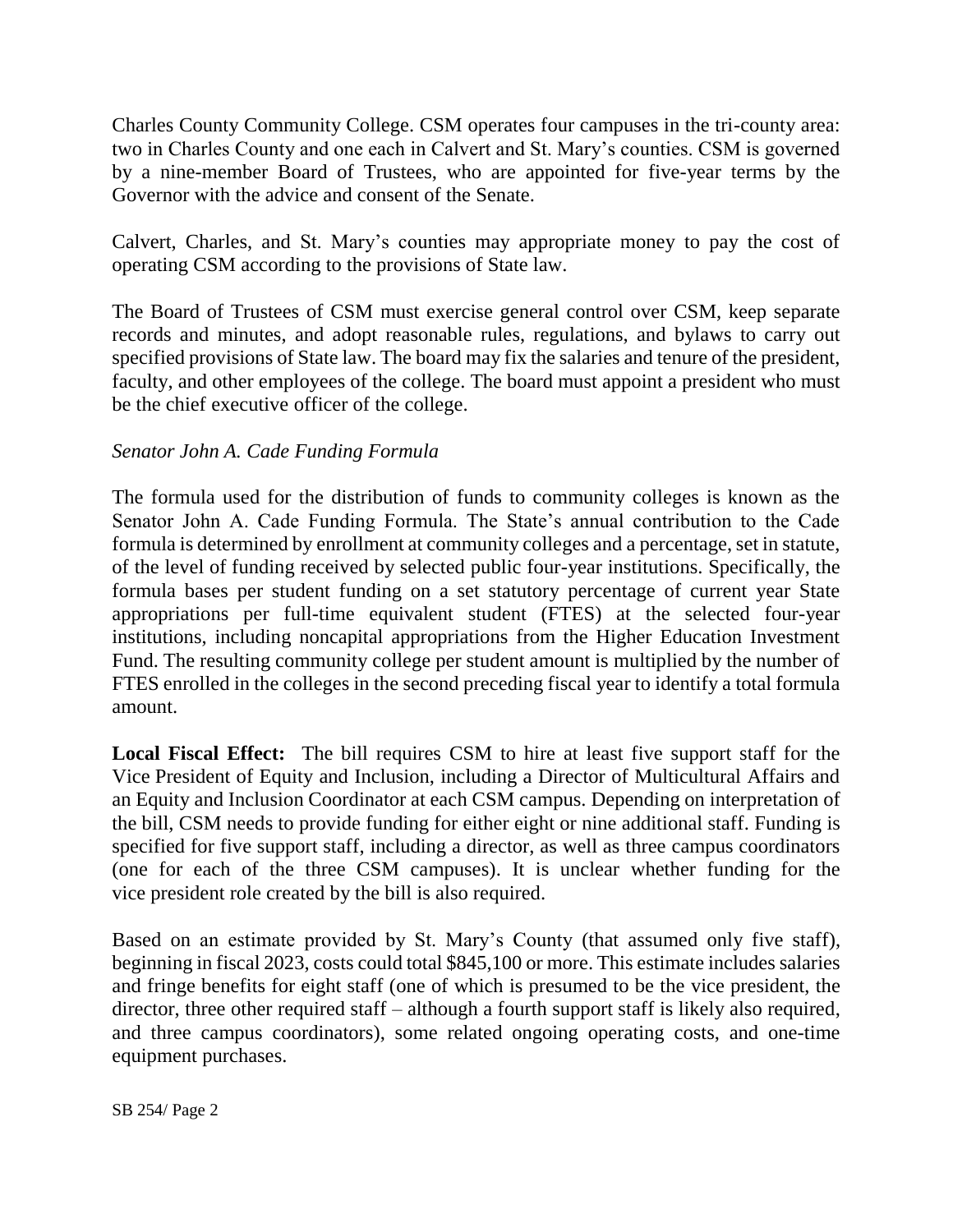Charles County Community College. CSM operates four campuses in the tri-county area: two in Charles County and one each in Calvert and St. Mary's counties. CSM is governed by a nine-member Board of Trustees, who are appointed for five-year terms by the Governor with the advice and consent of the Senate.

Calvert, Charles, and St. Mary's counties may appropriate money to pay the cost of operating CSM according to the provisions of State law.

The Board of Trustees of CSM must exercise general control over CSM, keep separate records and minutes, and adopt reasonable rules, regulations, and bylaws to carry out specified provisions of State law. The board may fix the salaries and tenure of the president, faculty, and other employees of the college. The board must appoint a president who must be the chief executive officer of the college.

*Senator John A. Cade Funding Formula*

The formula used for the distribution of funds to community colleges is known as the Senator John A. Cade Funding Formula. The State's annual contribution to the Cade formula is determined by enrollment at community colleges and a percentage, set in statute, of the level of funding received by selected public four-year institutions. Specifically, the formula bases per student funding on a set statutory percentage of current year State appropriations per full-time equivalent student (FTES) at the selected four-year institutions, including noncapital appropriations from the Higher Education Investment Fund. The resulting community college per student amount is multiplied by the number of FTES enrolled in the colleges in the second preceding fiscal year to identify a total formula amount.

**Local Fiscal Effect:** The bill requires CSM to hire at least five support staff for the Vice President of Equity and Inclusion, including a Director of Multicultural Affairs and an Equity and Inclusion Coordinator at each CSM campus. Depending on interpretation of the bill, CSM needs to provide funding for either eight or nine additional staff. Funding is specified for five support staff, including a director, as well as three campus coordinators (one for each of the three CSM campuses). It is unclear whether funding for the vice president role created by the bill is also required.

Based on an estimate provided by St. Mary's County (that assumed only five staff), beginning in fiscal 2023, costs could total $845,100 or more. This estimate includes salaries and fringe benefits for eight staff (one of which is presumed to be the vice president, the director, three other required staff – although a fourth support staff is likely also required, and three campus coordinators), some related ongoing operating costs, and one-time equipment purchases.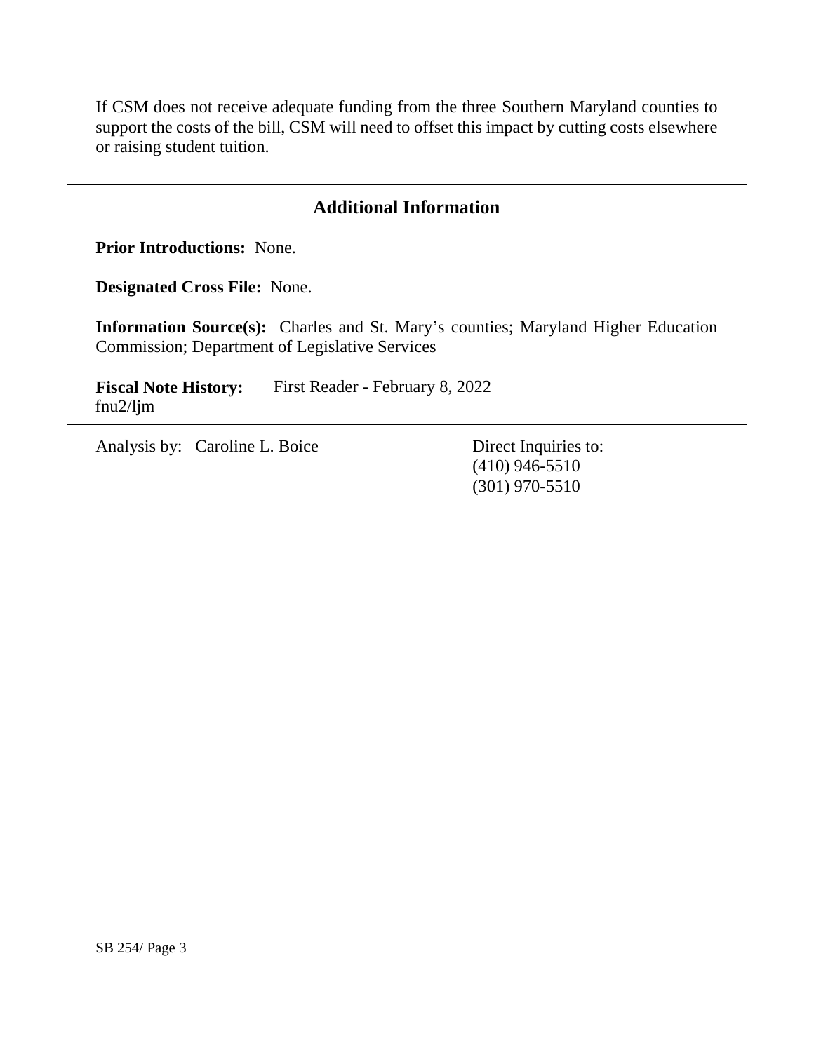If CSM does not receive adequate funding from the three Southern Maryland counties to support the costs of the bill, CSM will need to offset this impact by cutting costs elsewhere or raising student tuition.

## Additional Information

**Prior Introductions:** None.

**Designated Cross File:** None.

**Information Source(s):** Charles and St. Mary's counties; Maryland Higher Education Commission; Department of Legislative Services

**Fiscal Note History:** First Reader - February 8, 2022
fnu2/ljm

Analysis by: Caroline L. Boice

Direct Inquiries to:
(410) 946-5510
(301) 970-5510